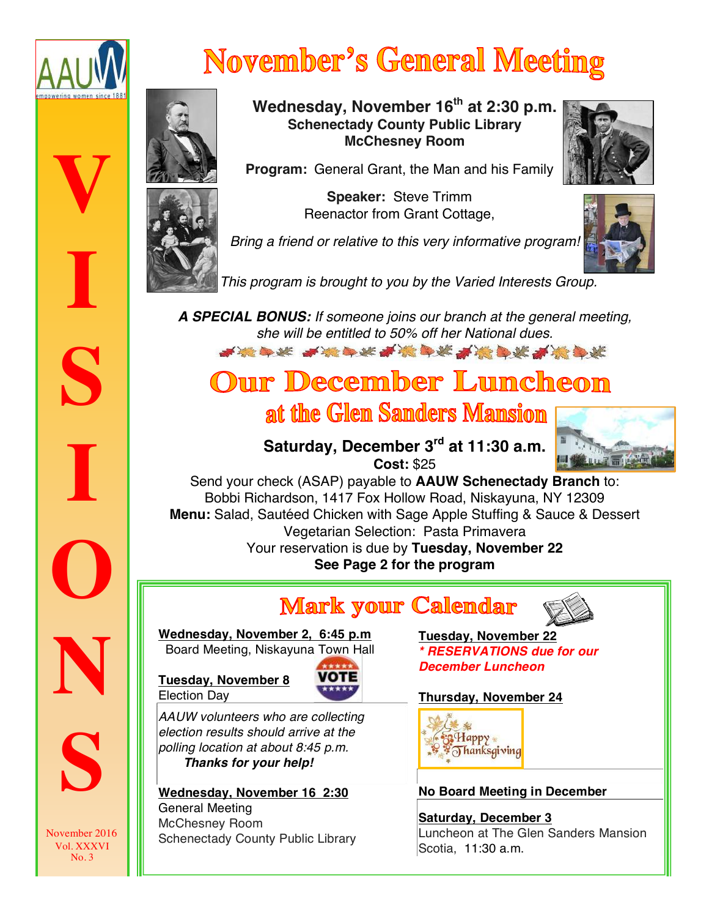AAUW
empowering women since 1881

# VISIONS

November 2016
Vol. XXXVI
No. 3

# November's General Meeting

**Wednesday, November 16th at 2:30 p.m.**
**Schenectady County Public Library**
**McChesney Room**

**Program:** General Grant, the Man and his Family

**Speaker:** Steve Trimm
Reenactor from Grant Cottage,

*Bring a friend or relative to this very informative program!*

*This program is brought to you by the Varied Interests Group.*

***A SPECIAL BONUS:*** *If someone joins our branch at the general meeting, she will be entitled to 50% off her National dues.*

# Our December Luncheon
## at the Glen Sanders Mansion

**Saturday, December 3rd at 11:30 a.m.**
**Cost:** $25

Send your check (ASAP) payable to **AAUW Schenectady Branch** to:
Bobbi Richardson, 1417 Fox Hollow Road, Niskayuna, NY 12309
**Menu:** Salad, Sautéed Chicken with Sage Apple Stuffing & Sauce & Dessert
Vegetarian Selection: Pasta Primavera
Your reservation is due by **Tuesday, November 22**
**See Page 2 for the program**

## Mark your Calendar

**Wednesday, November 2, 6:45 p.m**
Board Meeting, Niskayuna Town Hall

**Tuesday, November 8**
Election Day

*AAUW volunteers who are collecting election results should arrive at the polling location at about 8:45 p.m.*
***Thanks for your help!***

**Wednesday, November 16 2:30**
General Meeting
McChesney Room
Schenectady County Public Library

**Tuesday, November 22**
***\* RESERVATIONS due for our December Luncheon***

**Thursday, November 24**
Happy Thanksgiving

**No Board Meeting in December**

**Saturday, December 3**
Luncheon at The Glen Sanders Mansion
Scotia, 11:30 a.m.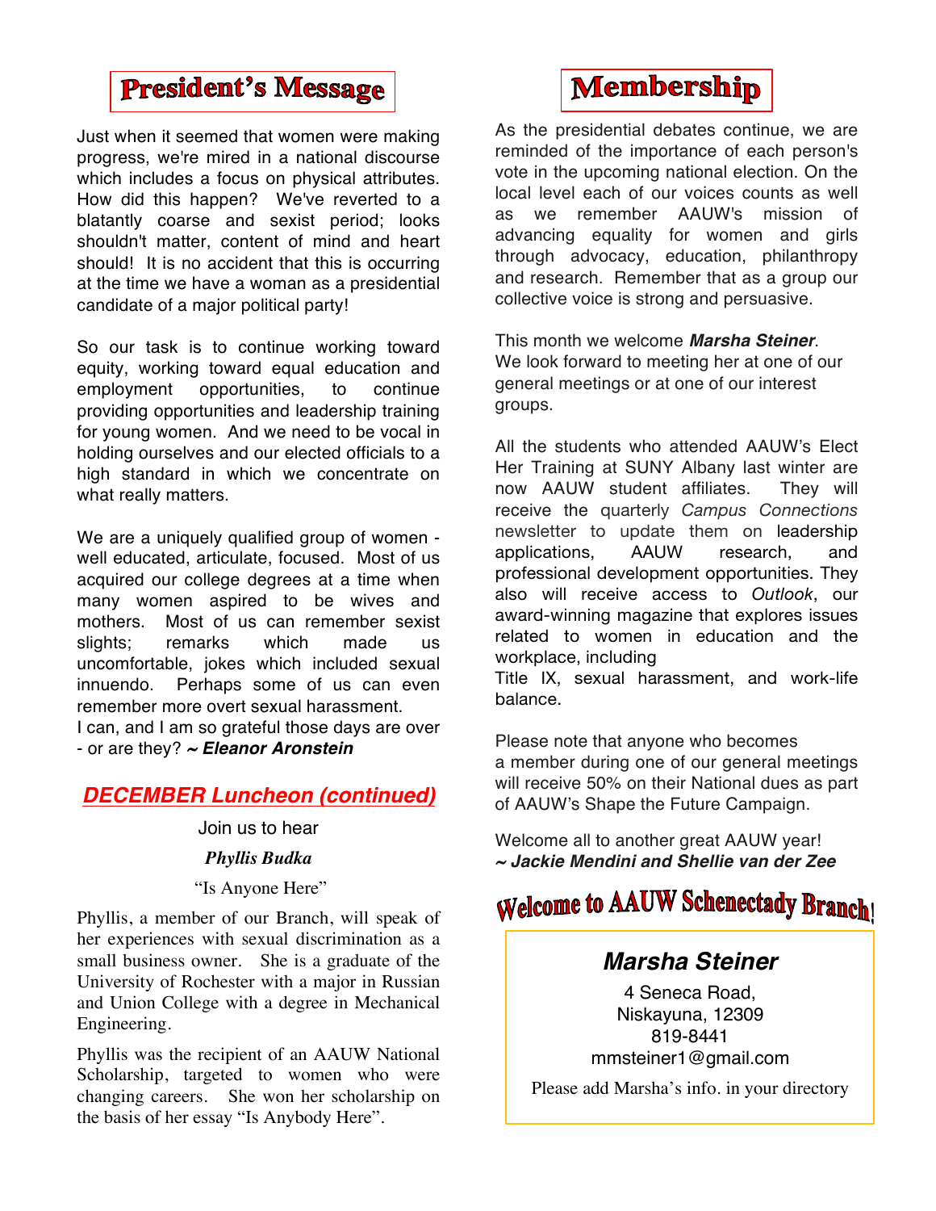## President's Message

Just when it seemed that women were making progress, we're mired in a national discourse which includes a focus on physical attributes. How did this happen? We've reverted to a blatantly coarse and sexist period; looks shouldn't matter, content of mind and heart should! It is no accident that this is occurring at the time we have a woman as a presidential candidate of a major political party!

So our task is to continue working toward equity, working toward equal education and employment opportunities, to continue providing opportunities and leadership training for young women. And we need to be vocal in holding ourselves and our elected officials to a high standard in which we concentrate on what really matters.

We are a uniquely qualified group of women - well educated, articulate, focused. Most of us acquired our college degrees at a time when many women aspired to be wives and mothers. Most of us can remember sexist slights; remarks which made us uncomfortable, jokes which included sexual innuendo. Perhaps some of us can even remember more overt sexual harassment.
I can, and I am so grateful those days are over - or are they? ***~ Eleanor Aronstein***

## DECEMBER Luncheon (continued)

Join us to hear

***Phyllis Budka***

"Is Anyone Here"

Phyllis, a member of our Branch, will speak of her experiences with sexual discrimination as a small business owner. She is a graduate of the University of Rochester with a major in Russian and Union College with a degree in Mechanical Engineering.

Phyllis was the recipient of an AAUW National Scholarship, targeted to women who were changing careers. She won her scholarship on the basis of her essay "Is Anybody Here".

## Membership

As the presidential debates continue, we are reminded of the importance of each person's vote in the upcoming national election. On the local level each of our voices counts as well as we remember AAUW's mission of advancing equality for women and girls through advocacy, education, philanthropy and research. Remember that as a group our collective voice is strong and persuasive.

This month we welcome ***Marsha Steiner***.
We look forward to meeting her at one of our general meetings or at one of our interest groups.

All the students who attended AAUW's Elect Her Training at SUNY Albany last winter are now AAUW student affiliates. They will receive the quarterly *Campus Connections* newsletter to update them on leadership applications, AAUW research, and professional development opportunities. They also will receive access to *Outlook*, our award-winning magazine that explores issues related to women in education and the workplace, including
Title IX, sexual harassment, and work-life balance.

Please note that anyone who becomes a member during one of our general meetings will receive 50% on their National dues as part of AAUW's Shape the Future Campaign.

Welcome all to another great AAUW year!
***~ Jackie Mendini and Shellie van der Zee***

## Welcome to AAUW Schenectady Branch!

***Marsha Steiner***

4 Seneca Road,
Niskayuna, 12309
819-8441
mmsteiner1@gmail.com

Please add Marsha's info. in your directory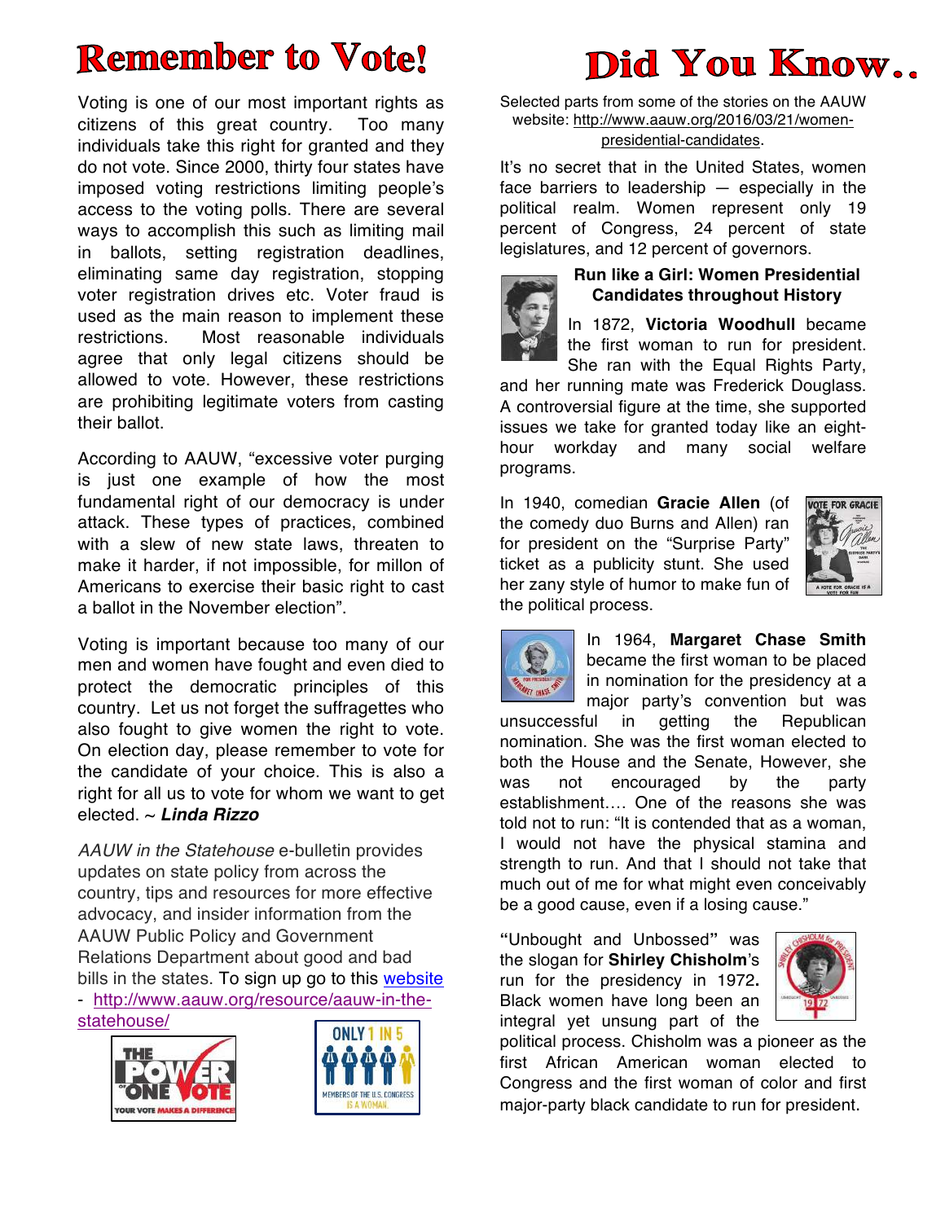# Remember to Vote!

Voting is one of our most important rights as citizens of this great country. Too many individuals take this right for granted and they do not vote. Since 2000, thirty four states have imposed voting restrictions limiting people's access to the voting polls. There are several ways to accomplish this such as limiting mail in ballots, setting registration deadlines, eliminating same day registration, stopping voter registration drives etc. Voter fraud is used as the main reason to implement these restrictions. Most reasonable individuals agree that only legal citizens should be allowed to vote. However, these restrictions are prohibiting legitimate voters from casting their ballot.

According to AAUW, "excessive voter purging is just one example of how the most fundamental right of our democracy is under attack. These types of practices, combined with a slew of new state laws, threaten to make it harder, if not impossible, for millon of Americans to exercise their basic right to cast a ballot in the November election".

Voting is important because too many of our men and women have fought and even died to protect the democratic principles of this country. Let us not forget the suffragettes who also fought to give women the right to vote. On election day, please remember to vote for the candidate of your choice. This is also a right for all us to vote for whom we want to get elected. ~ ***Linda Rizzo***

*AAUW in the Statehouse* e-bulletin provides updates on state policy from across the country, tips and resources for more effective advocacy, and insider information from the AAUW Public Policy and Government Relations Department about good and bad bills in the states. To sign up go to this website - http://www.aauw.org/resource/aauw-in-the-statehouse/

THE POWER OF ONE VOTE — YOUR VOTE MAKES A DIFFERENCE!

ONLY 1 IN 5 MEMBERS OF THE U.S. CONGRESS IS A WOMAN

# Did You Know..

Selected parts from some of the stories on the AAUW website: http://www.aauw.org/2016/03/21/women-presidential-candidates.

It's no secret that in the United States, women face barriers to leadership — especially in the political realm. Women represent only 19 percent of Congress, 24 percent of state legislatures, and 12 percent of governors.

**Run like a Girl: Women Presidential Candidates throughout History**

In 1872, **Victoria Woodhull** became the first woman to run for president. She ran with the Equal Rights Party, and her running mate was Frederick Douglass. A controversial figure at the time, she supported issues we take for granted today like an eight-hour workday and many social welfare programs.

In 1940, comedian **Gracie Allen** (of the comedy duo Burns and Allen) ran for president on the "Surprise Party" ticket as a publicity stunt. She used her zany style of humor to make fun of the political process.

In 1964, **Margaret Chase Smith** became the first woman to be placed in nomination for the presidency at a major party's convention but was unsuccessful in getting the Republican nomination. She was the first woman elected to both the House and the Senate, However, she was not encouraged by the party establishment…. One of the reasons she was told not to run: "It is contended that as a woman, I would not have the physical stamina and strength to run. And that I should not take that much out of me for what might even conceivably be a good cause, even if a losing cause."

"Unbought and Unbossed" was the slogan for **Shirley Chisholm**'s run for the presidency in 1972**.** Black women have long been an integral yet unsung part of the political process. Chisholm was a pioneer as the first African American woman elected to Congress and the first woman of color and first major-party black candidate to run for president.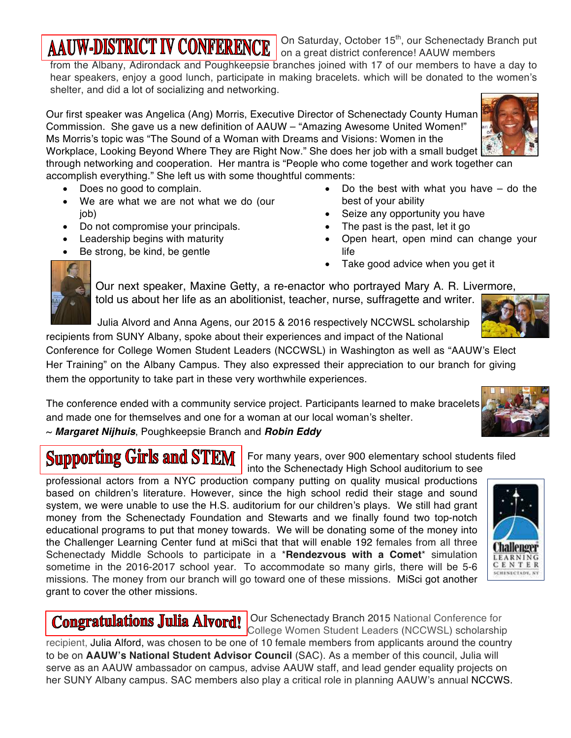## AAUW-DISTRICT IV CONFERENCE

On Saturday, October 15th, our Schenectady Branch put on a great district conference! AAUW members from the Albany, Adirondack and Poughkeepsie branches joined with 17 of our members to have a day to hear speakers, enjoy a good lunch, participate in making bracelets. which will be donated to the women's shelter, and did a lot of socializing and networking.

Our first speaker was Angelica (Ang) Morris, Executive Director of Schenectady County Human Commission. She gave us a new definition of AAUW – "Amazing Awesome United Women!" Ms Morris's topic was "The Sound of a Woman with Dreams and Visions: Women in the Workplace, Looking Beyond Where They are Right Now." She does her job with a small budget through networking and cooperation. Her mantra is "People who come together and work together can accomplish everything." She left us with some thoughtful comments:

- Does no good to complain.
- We are what we are not what we do (our job)
- Do not compromise your principals.
- Leadership begins with maturity
- Be strong, be kind, be gentle
- Do the best with what you have – do the best of your ability
- Seize any opportunity you have
- The past is the past, let it go
- Open heart, open mind can change your life
- Take good advice when you get it

Our next speaker, Maxine Getty, a re-enactor who portrayed Mary A. R. Livermore, told us about her life as an abolitionist, teacher, nurse, suffragette and writer.

Julia Alvord and Anna Agens, our 2015 & 2016 respectively NCCWSL scholarship recipients from SUNY Albany, spoke about their experiences and impact of the National Conference for College Women Student Leaders (NCCWSL) in Washington as well as "AAUW's Elect Her Training" on the Albany Campus. They also expressed their appreciation to our branch for giving them the opportunity to take part in these very worthwhile experiences.

The conference ended with a community service project. Participants learned to make bracelets and made one for themselves and one for a woman at our local woman's shelter.

~ ***Margaret Nijhuis***, Poughkeepsie Branch and ***Robin Eddy***

## Supporting Girls and STEM

For many years, over 900 elementary school students filed into the Schenectady High School auditorium to see professional actors from a NYC production company putting on quality musical productions based on children's literature. However, since the high school redid their stage and sound system, we were unable to use the H.S. auditorium for our children's plays. We still had grant money from the Schenectady Foundation and Stewarts and we finally found two top-notch educational programs to put that money towards. We will be donating some of the money into the Challenger Learning Center fund at miSci that that will enable 192 females from all three Schenectady Middle Schools to participate in a ***Rendezvous with a Comet*** simulation sometime in the 2016-2017 school year. To accommodate so many girls, there will be 5-6 missions. The money from our branch will go toward one of these missions. MiSci got another grant to cover the other missions.

## Congratulations Julia Alvord!

Our Schenectady Branch 2015 National Conference for College Women Student Leaders (NCCWSL) scholarship recipient, Julia Alford, was chosen to be one of 10 female members from applicants around the country to be on **AAUW's National Student Advisor Council** (SAC). As a member of this council, Julia will serve as an AAUW ambassador on campus, advise AAUW staff, and lead gender equality projects on her SUNY Albany campus. SAC members also play a critical role in planning AAUW's annual NCCWS.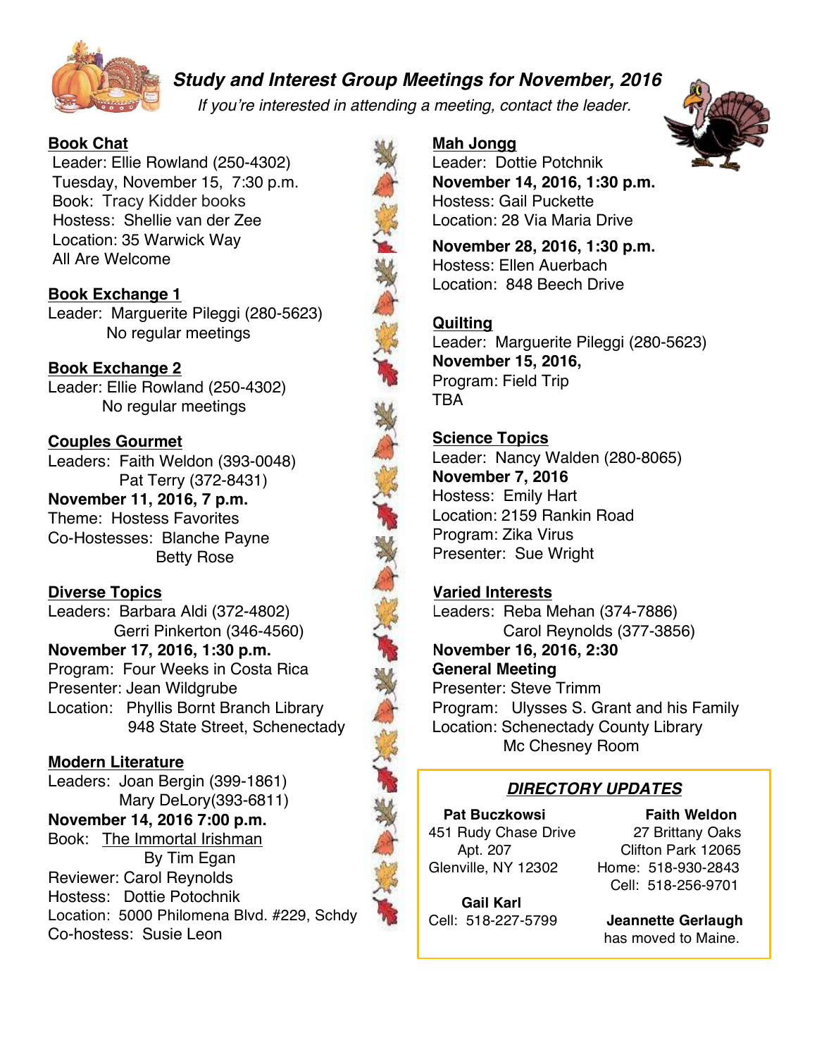# *Study and Interest Group Meetings for November, 2016*

*If you're interested in attending a meeting, contact the leader.*

**Book Chat**
Leader: Ellie Rowland (250-4302)
Tuesday, November 15, 7:30 p.m.
Book: Tracy Kidder books
Hostess: Shellie van der Zee
Location: 35 Warwick Way
All Are Welcome

**Book Exchange 1**
Leader: Marguerite Pileggi (280-5623)
No regular meetings

**Book Exchange 2**
Leader: Ellie Rowland (250-4302)
No regular meetings

**Couples Gourmet**
Leaders: Faith Weldon (393-0048)
Pat Terry (372-8431)
**November 11, 2016, 7 p.m.**
Theme: Hostess Favorites
Co-Hostesses: Blanche Payne
Betty Rose

**Diverse Topics**
Leaders: Barbara Aldi (372-4802)
Gerri Pinkerton (346-4560)
**November 17, 2016, 1:30 p.m.**
Program: Four Weeks in Costa Rica
Presenter: Jean Wildgrube
Location: Phyllis Bornt Branch Library
948 State Street, Schenectady

**Modern Literature**
Leaders: Joan Bergin (399-1861)
Mary DeLory(393-6811)
**November 14, 2016 7:00 p.m.**
Book: The Immortal Irishman
By Tim Egan
Reviewer: Carol Reynolds
Hostess: Dottie Potochnik
Location: 5000 Philomena Blvd. #229, Schdy
Co-hostess: Susie Leon

**Mah Jongg**
Leader: Dottie Potchnik
**November 14, 2016, 1:30 p.m.**
Hostess: Gail Puckette
Location: 28 Via Maria Drive

**November 28, 2016, 1:30 p.m.**
Hostess: Ellen Auerbach
Location: 848 Beech Drive

**Quilting**
Leader: Marguerite Pileggi (280-5623)
**November 15, 2016,**
Program: Field Trip
TBA

**Science Topics**
Leader: Nancy Walden (280-8065)
**November 7, 2016**
Hostess: Emily Hart
Location: 2159 Rankin Road
Program: Zika Virus
Presenter: Sue Wright

**Varied Interests**
Leaders: Reba Mehan (374-7886)
Carol Reynolds (377-3856)
**November 16, 2016, 2:30**
**General Meeting**
Presenter: Steve Trimm
Program: Ulysses S. Grant and his Family
Location: Schenectady County Library
Mc Chesney Room

## ***DIRECTORY UPDATES***

**Pat Buczkowsi**
451 Rudy Chase Drive
Apt. 207
Glenville, NY 12302

**Gail Karl**
Cell: 518-227-5799

**Faith Weldon**
27 Brittany Oaks
Clifton Park 12065
Home: 518-930-2843
Cell: 518-256-9701

**Jeannette Gerlaugh**
has moved to Maine.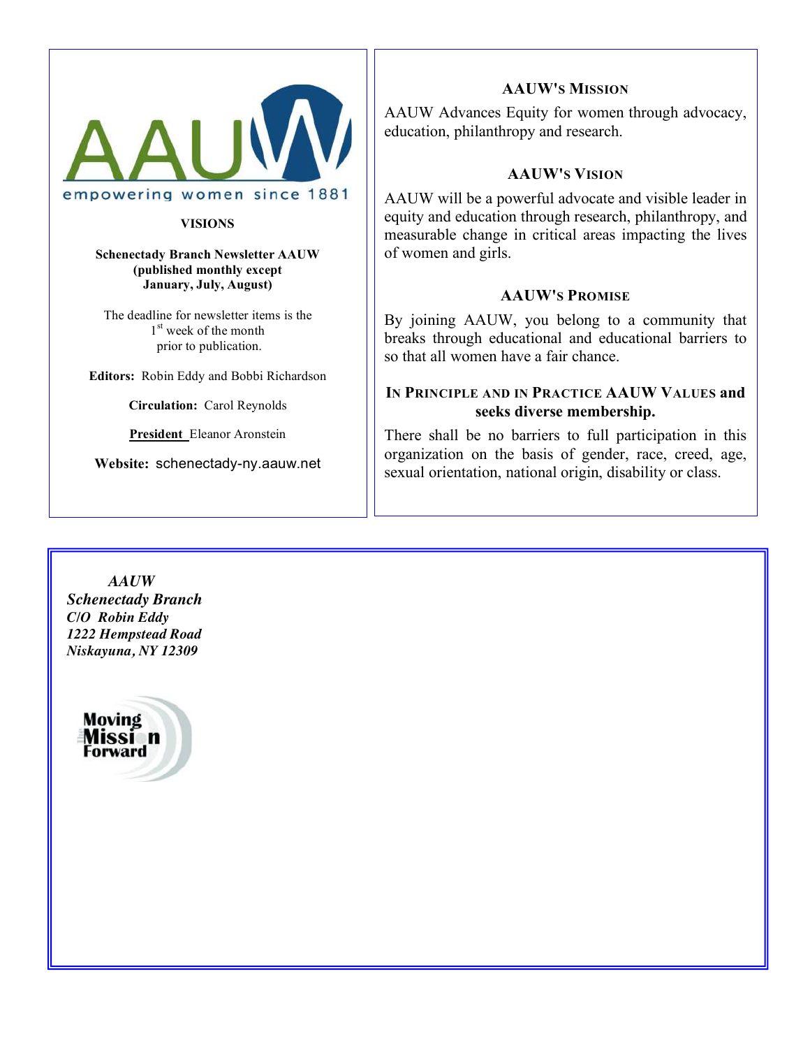empowering women since 1881

**VISIONS**

**Schenectady Branch Newsletter AAUW (published monthly except January, July, August)**

The deadline for newsletter items is the 1st week of the month prior to publication.

**Editors:** Robin Eddy and Bobbi Richardson

**Circulation:** Carol Reynolds

**President** Eleanor Aronstein

**Website:** schenectady-ny.aauw.net

## AAUW'S MISSION

AAUW Advances Equity for women through advocacy, education, philanthropy and research.

## AAUW'S VISION

AAUW will be a powerful advocate and visible leader in equity and education through research, philanthropy, and measurable change in critical areas impacting the lives of women and girls.

## AAUW'S PROMISE

By joining AAUW, you belong to a community that breaks through educational and educational barriers to so that all women have a fair chance.

## IN PRINCIPLE AND IN PRACTICE AAUW VALUES and seeks diverse membership.

There shall be no barriers to full participation in this organization on the basis of gender, race, creed, age, sexual orientation, national origin, disability or class.

*AAUW*
*Schenectady Branch*
*C/O Robin Eddy*
*1222 Hempstead Road*
*Niskayuna, NY 12309*

Moving Mission Forward